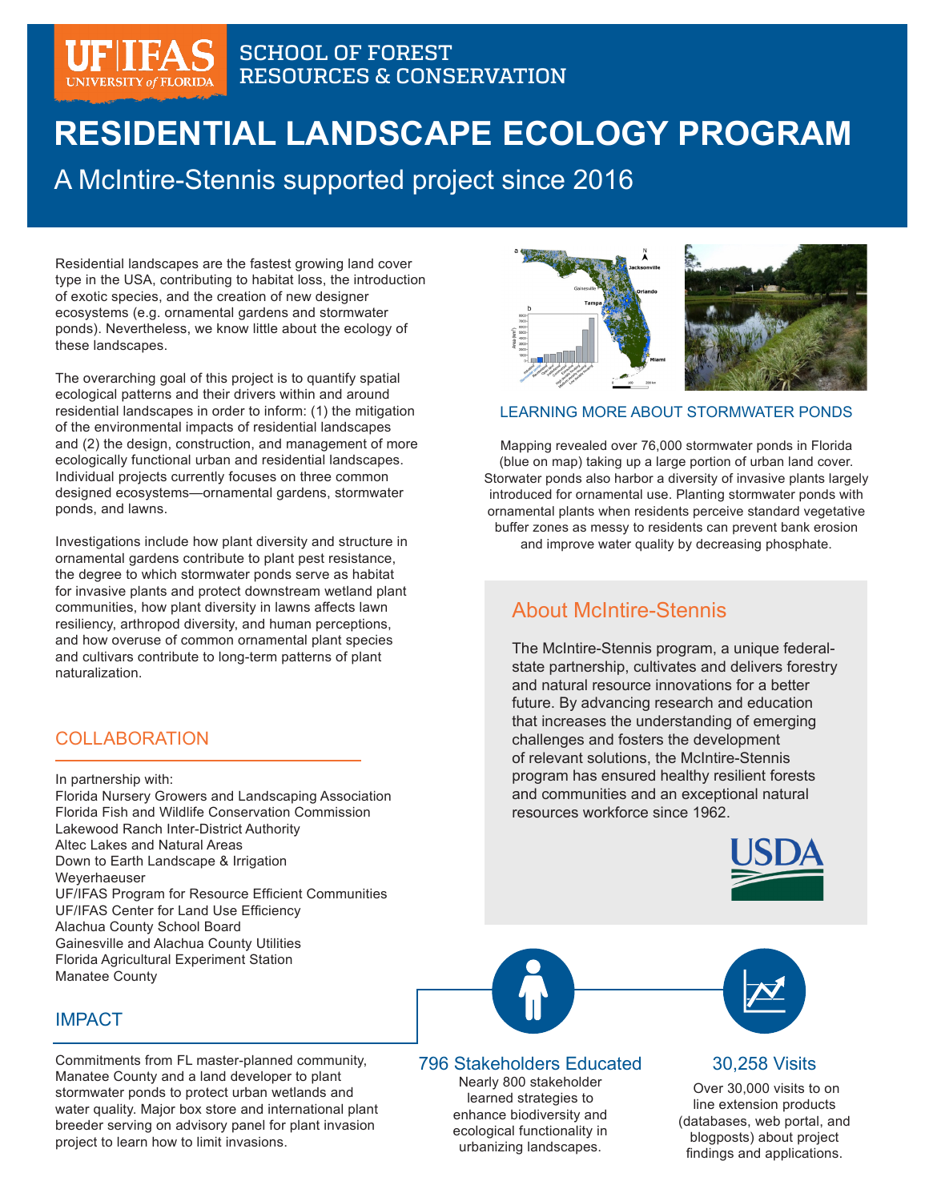UF|IFAS UNIVERSITY of FLORIDA — SCHOOL OF FOREST RESOURCES & CONSERVATION

# RESIDENTIAL LANDSCAPE ECOLOGY PROGRAM

## A McIntire-Stennis supported project since 2016

Residential landscapes are the fastest growing land cover type in the USA, contributing to habitat loss, the introduction of exotic species, and the creation of new designer ecosystems (e.g. ornamental gardens and stormwater ponds). Nevertheless, we know little about the ecology of these landscapes.

The overarching goal of this project is to quantify spatial ecological patterns and their drivers within and around residential landscapes in order to inform: (1) the mitigation of the environmental impacts of residential landscapes and (2) the design, construction, and management of more ecologically functional urban and residential landscapes. Individual projects currently focuses on three common designed ecosystems—ornamental gardens, stormwater ponds, and lawns.

Investigations include how plant diversity and structure in ornamental gardens contribute to plant pest resistance, the degree to which stormwater ponds serve as habitat for invasive plants and protect downstream wetland plant communities, how plant diversity in lawns affects lawn resiliency, arthropod diversity, and human perceptions, and how overuse of common ornamental plant species and cultivars contribute to long-term patterns of plant naturalization.

### LEARNING MORE ABOUT STORMWATER PONDS

Mapping revealed over 76,000 stormwater ponds in Florida (blue on map) taking up a large portion of urban land cover. Storwater ponds also harbor a diversity of invasive plants largely introduced for ornamental use. Planting stormwater ponds with ornamental plants when residents perceive standard vegetative buffer zones as messy to residents can prevent bank erosion and improve water quality by decreasing phosphate.

### COLLABORATION

In partnership with:
Florida Nursery Growers and Landscaping Association
Florida Fish and Wildlife Conservation Commission
Lakewood Ranch Inter-District Authority
Altec Lakes and Natural Areas
Down to Earth Landscape & Irrigation
Weyerhaeuser
UF/IFAS Program for Resource Efficient Communities
UF/IFAS Center for Land Use Efficiency
Alachua County School Board
Gainesville and Alachua County Utilities
Florida Agricultural Experiment Station
Manatee County

### About McIntire-Stennis

The McIntire-Stennis program, a unique federal-state partnership, cultivates and delivers forestry and natural resource innovations for a better future. By advancing research and education that increases the understanding of emerging challenges and fosters the development of relevant solutions, the McIntire-Stennis program has ensured healthy resilient forests and communities and an exceptional natural resources workforce since 1962.

USDA

### IMPACT

Commitments from FL master-planned community, Manatee County and a land developer to plant stormwater ponds to protect urban wetlands and water quality. Major box store and international plant breeder serving on advisory panel for plant invasion project to learn how to limit invasions.

**796 Stakeholders Educated**

Nearly 800 stakeholder learned strategies to enhance biodiversity and ecological functionality in urbanizing landscapes.

**30,258 Visits**

Over 30,000 visits to on line extension products (databases, web portal, and blogposts) about project findings and applications.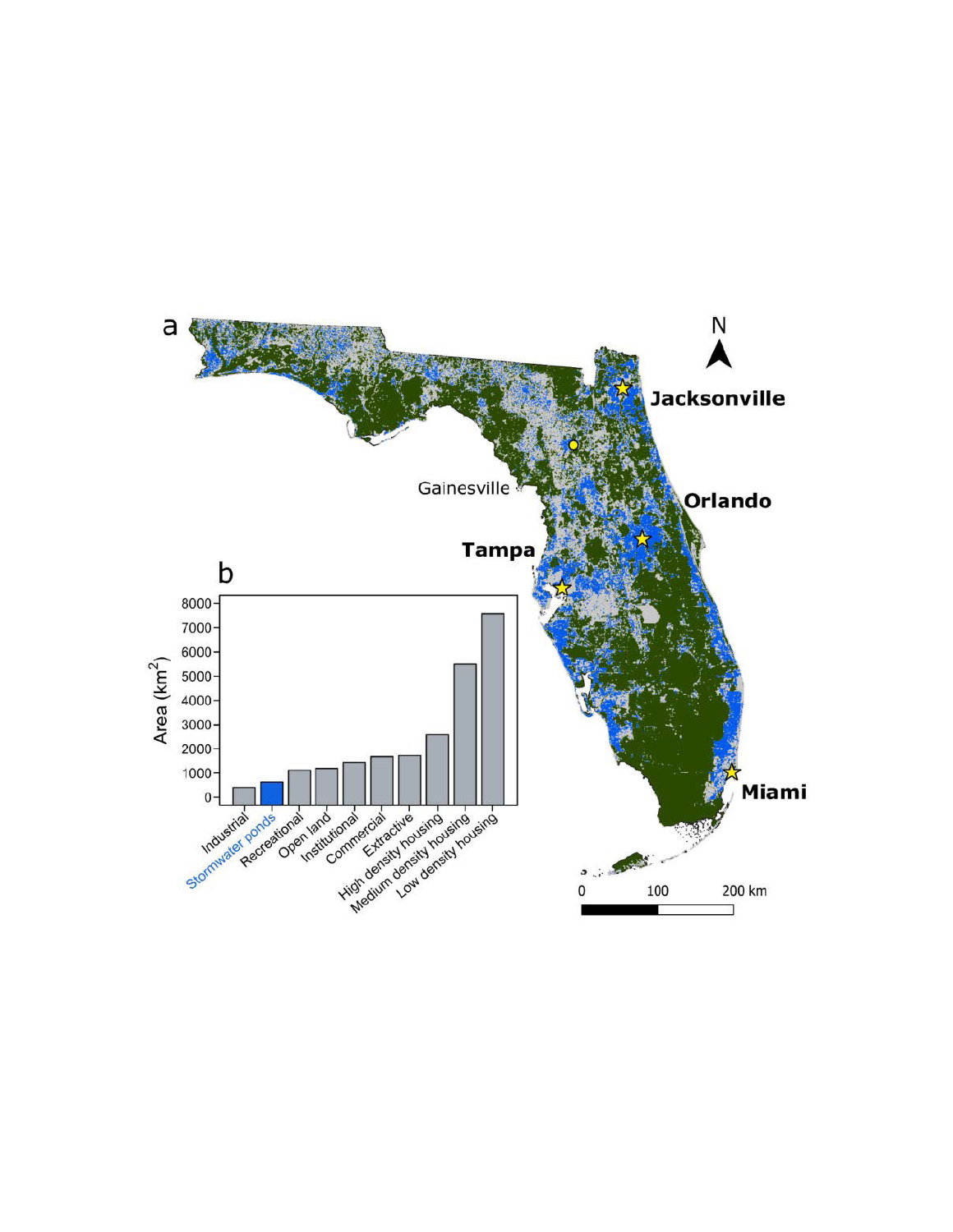a

N

Jacksonville

Gainesville

Orlando

Tampa

Miami

0 100 200 km

b

Area (km$^2$)

8000
7000
6000
5000
4000
3000
2000
1000
0

Industrial
Stormwater ponds
Recreational
Open land
Institutional
Commercial
Extractive
High density housing
Medium density housing
Low density housing